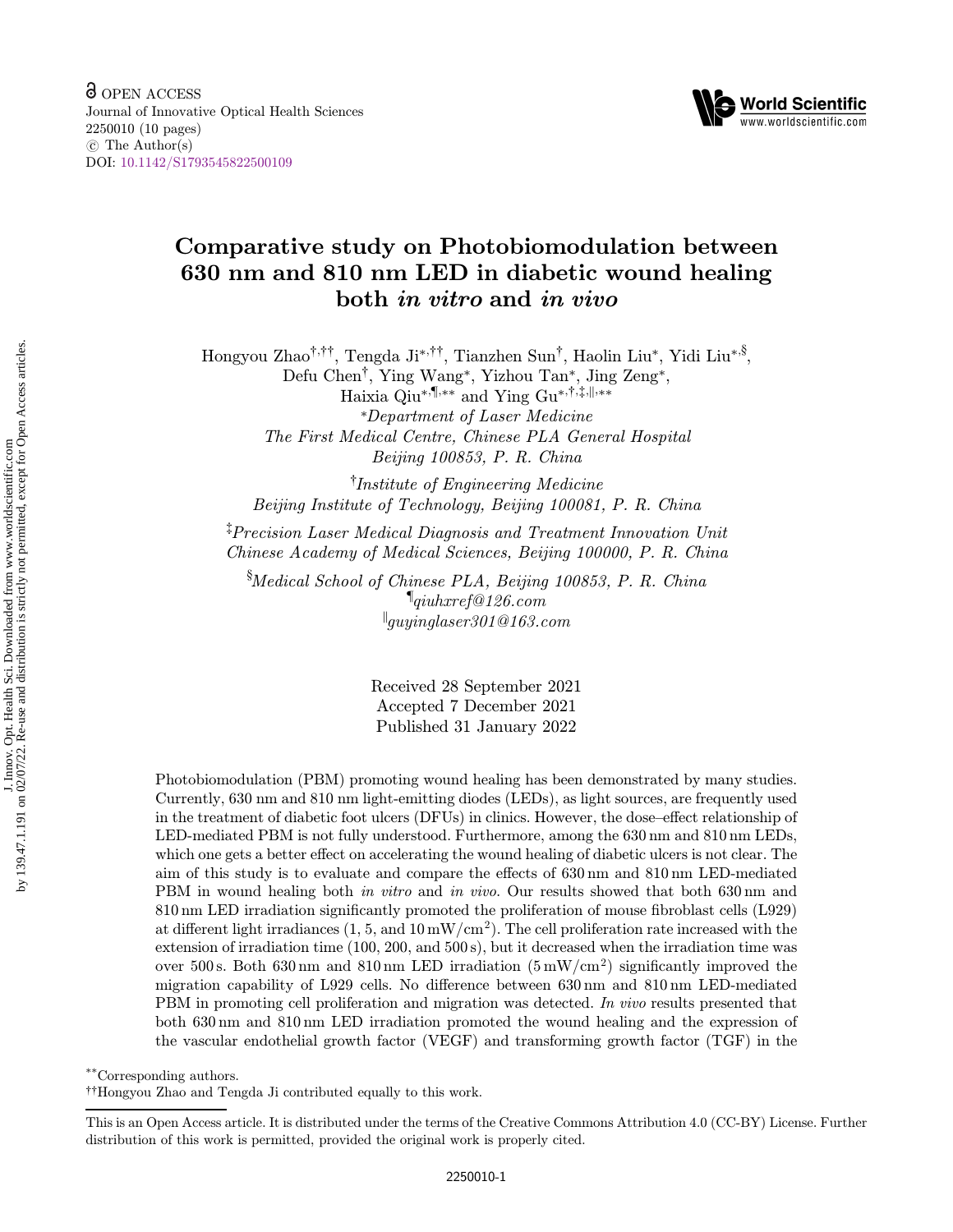# Comparative study on Photobiomodulation between 630 nm and 810 nm LED in diabetic wound healing both *in vitro* and *in vivo*

Hongyou Zhao[†,††], Tengda Ji[*,††], Tianzhen Sun[†], Haolin Liu[*], Yidi Liu[*,§], Defu Chen[†], Ying Wang[*], Yizhou Tan[*], Jing Zeng[*], Haixia Qiu[*,¶,**] and Ying Gu[*,†,‡,‖,**]

[*]*Department of Laser Medicine*
*The First Medical Centre, Chinese PLA General Hospital*
*Beijing 100853, P. R. China*

[†]*Institute of Engineering Medicine*
*Beijing Institute of Technology, Beijing 100081, P. R. China*

[‡]*Precision Laser Medical Diagnosis and Treatment Innovation Unit*
*Chinese Academy of Medical Sciences, Beijing 100000, P. R. China*

[§]*Medical School of Chinese PLA, Beijing 100853, P. R. China*
[¶]*qiuhxref@126.com*
[‖]*guyinglaser301@163.com*

Received 28 September 2021
Accepted 7 December 2021
Published 31 January 2022

Photobiomodulation (PBM) promoting wound healing has been demonstrated by many studies. Currently, 630 nm and 810 nm light-emitting diodes (LEDs), as light sources, are frequently used in the treatment of diabetic foot ulcers (DFUs) in clinics. However, the dose–effect relationship of LED-mediated PBM is not fully understood. Furthermore, among the 630 nm and 810 nm LEDs, which one gets a better effect on accelerating the wound healing of diabetic ulcers is not clear. The aim of this study is to evaluate and compare the effects of 630 nm and 810 nm LED-mediated PBM in wound healing both *in vitro* and *in vivo*. Our results showed that both 630 nm and 810 nm LED irradiation significantly promoted the proliferation of mouse fibroblast cells (L929) at different light irradiances (1, 5, and 10 $mW/cm^2$). The cell proliferation rate increased with the extension of irradiation time (100, 200, and 500 s), but it decreased when the irradiation time was over 500 s. Both 630 nm and 810 nm LED irradiation (5 $mW/cm^2$) significantly improved the migration capability of L929 cells. No difference between 630 nm and 810 nm LED-mediated PBM in promoting cell proliferation and migration was detected. *In vivo* results presented that both 630 nm and 810 nm LED irradiation promoted the wound healing and the expression of the vascular endothelial growth factor (VEGF) and transforming growth factor (TGF) in the

[**]Corresponding authors.

[††]Hongyou Zhao and Tengda Ji contributed equally to this work.

This is an Open Access article. It is distributed under the terms of the Creative Commons Attribution 4.0 (CC-BY) License. Further distribution of this work is permitted, provided the original work is properly cited.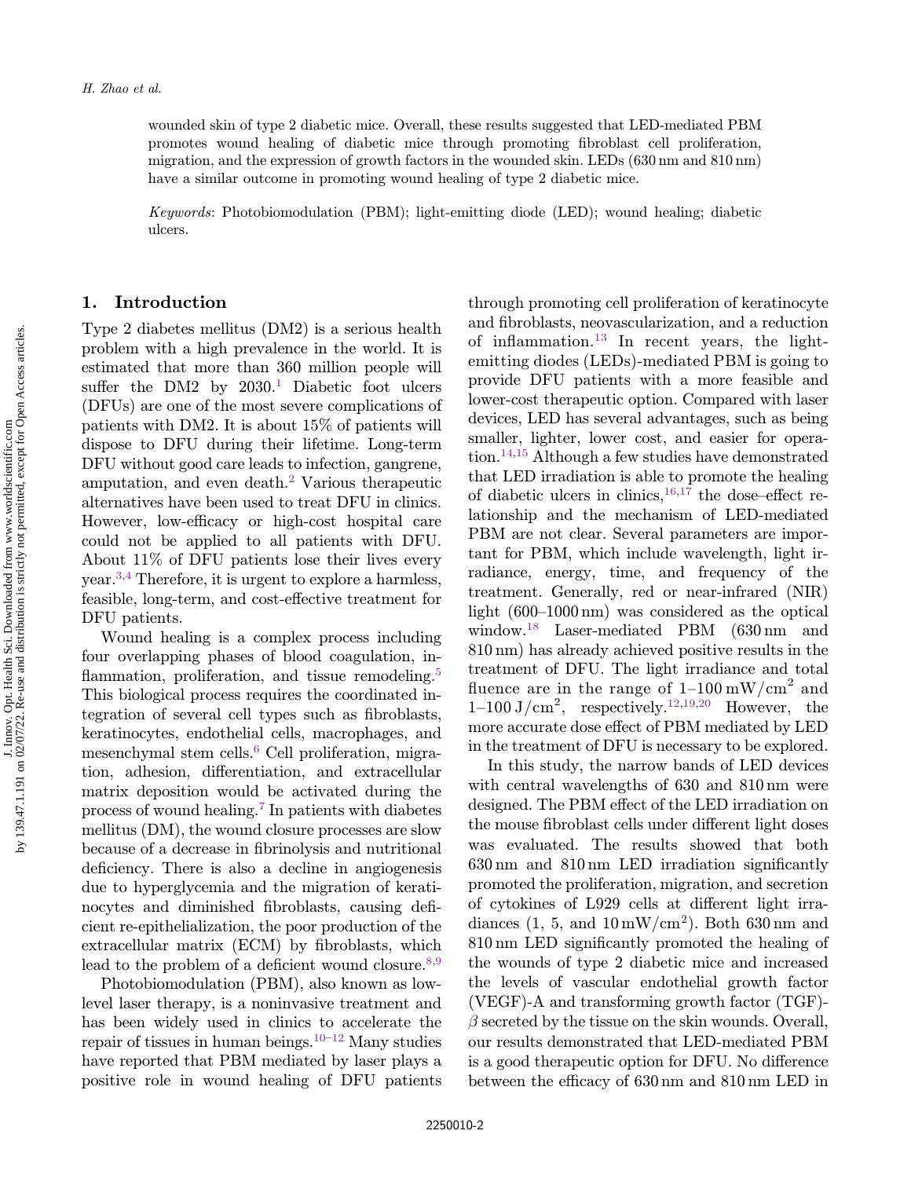wounded skin of type 2 diabetic mice. Overall, these results suggested that LED-mediated PBM promotes wound healing of diabetic mice through promoting fibroblast cell proliferation, migration, and the expression of growth factors in the wounded skin. LEDs (630 nm and 810 nm) have a similar outcome in promoting wound healing of type 2 diabetic mice.

*Keywords*: Photobiomodulation (PBM); light-emitting diode (LED); wound healing; diabetic ulcers.

## 1. Introduction

Type 2 diabetes mellitus (DM2) is a serious health problem with a high prevalence in the world. It is estimated that more than 360 million people will suffer the DM2 by 2030.[1] Diabetic foot ulcers (DFUs) are one of the most severe complications of patients with DM2. It is about 15% of patients will dispose to DFU during their lifetime. Long-term DFU without good care leads to infection, gangrene, amputation, and even death.[2] Various therapeutic alternatives have been used to treat DFU in clinics. However, low-efficacy or high-cost hospital care could not be applied to all patients with DFU. About 11% of DFU patients lose their lives every year.[3,4] Therefore, it is urgent to explore a harmless, feasible, long-term, and cost-effective treatment for DFU patients.

Wound healing is a complex process including four overlapping phases of blood coagulation, inflammation, proliferation, and tissue remodeling.[5] This biological process requires the coordinated integration of several cell types such as fibroblasts, keratinocytes, endothelial cells, macrophages, and mesenchymal stem cells.[6] Cell proliferation, migration, adhesion, differentiation, and extracellular matrix deposition would be activated during the process of wound healing.[7] In patients with diabetes mellitus (DM), the wound closure processes are slow because of a decrease in fibrinolysis and nutritional deficiency. There is also a decline in angiogenesis due to hyperglycemia and the migration of keratinocytes and diminished fibroblasts, causing deficient re-epithelialization, the poor production of the extracellular matrix (ECM) by fibroblasts, which lead to the problem of a deficient wound closure.[8,9]

Photobiomodulation (PBM), also known as low-level laser therapy, is a noninvasive treatment and has been widely used in clinics to accelerate the repair of tissues in human beings.[10–12] Many studies have reported that PBM mediated by laser plays a positive role in wound healing of DFU patients through promoting cell proliferation of keratinocyte and fibroblasts, neovascularization, and a reduction of inflammation.[13] In recent years, the light-emitting diodes (LEDs)-mediated PBM is going to provide DFU patients with a more feasible and lower-cost therapeutic option. Compared with laser devices, LED has several advantages, such as being smaller, lighter, lower cost, and easier for operation.[14,15] Although a few studies have demonstrated that LED irradiation is able to promote the healing of diabetic ulcers in clinics,[16,17] the dose–effect relationship and the mechanism of LED-mediated PBM are not clear. Several parameters are important for PBM, which include wavelength, light irradiance, energy, time, and frequency of the treatment. Generally, red or near-infrared (NIR) light (600–1000 nm) was considered as the optical window.[18] Laser-mediated PBM (630 nm and 810 nm) has already achieved positive results in the treatment of DFU. The light irradiance and total fluence are in the range of 1–100 $\mathrm{mW/cm^2}$ and 1–100 $\mathrm{J/cm^2}$, respectively.[12,19,20] However, the more accurate dose effect of PBM mediated by LED in the treatment of DFU is necessary to be explored.

In this study, the narrow bands of LED devices with central wavelengths of 630 and 810 nm were designed. The PBM effect of the LED irradiation on the mouse fibroblast cells under different light doses was evaluated. The results showed that both 630 nm and 810 nm LED irradiation significantly promoted the proliferation, migration, and secretion of cytokines of L929 cells at different light irradiances (1, 5, and 10 $\mathrm{mW/cm^2}$). Both 630 nm and 810 nm LED significantly promoted the healing of the wounds of type 2 diabetic mice and increased the levels of vascular endothelial growth factor (VEGF)-A and transforming growth factor (TGF)-$\beta$ secreted by the tissue on the skin wounds. Overall, our results demonstrated that LED-mediated PBM is a good therapeutic option for DFU. No difference between the efficacy of 630 nm and 810 nm LED in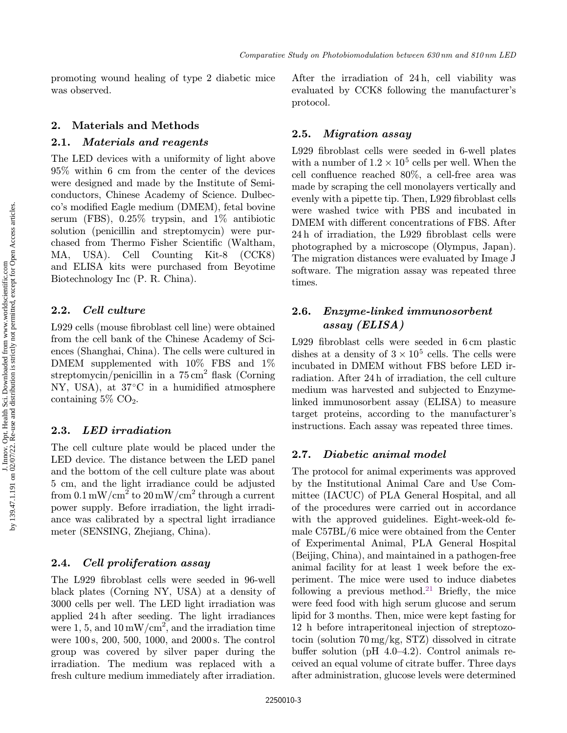promoting wound healing of type 2 diabetic mice was observed.

## 2. Materials and Methods

### 2.1. *Materials and reagents*

The LED devices with a uniformity of light above 95% within 6 cm from the center of the devices were designed and made by the Institute of Semiconductors, Chinese Academy of Science. Dulbecco's modified Eagle medium (DMEM), fetal bovine serum (FBS), 0.25% trypsin, and 1% antibiotic solution (penicillin and streptomycin) were purchased from Thermo Fisher Scientific (Waltham, MA, USA). Cell Counting Kit-8 (CCK8) and ELISA kits were purchased from Beyotime Biotechnology Inc (P. R. China).

### 2.2. *Cell culture*

L929 cells (mouse fibroblast cell line) were obtained from the cell bank of the Chinese Academy of Sciences (Shanghai, China). The cells were cultured in DMEM supplemented with 10% FBS and 1% streptomycin/penicillin in a 75 $cm^2$ flask (Corning NY, USA), at 37°C in a humidified atmosphere containing 5% $CO_2$.

### 2.3. *LED irradiation*

The cell culture plate would be placed under the LED device. The distance between the LED panel and the bottom of the cell culture plate was about 5 cm, and the light irradiance could be adjusted from 0.1 $mW/cm^2$ to 20 $mW/cm^2$ through a current power supply. Before irradiation, the light irradiance was calibrated by a spectral light irradiance meter (SENSING, Zhejiang, China).

### 2.4. *Cell proliferation assay*

The L929 fibroblast cells were seeded in 96-well black plates (Corning NY, USA) at a density of 3000 cells per well. The LED light irradiation was applied 24 h after seeding. The light irradiances were 1, 5, and 10 $mW/cm^2$, and the irradiation time were 100 s, 200, 500, 1000, and 2000 s. The control group was covered by silver paper during the irradiation. The medium was replaced with a fresh culture medium immediately after irradiation. After the irradiation of 24 h, cell viability was evaluated by CCK8 following the manufacturer's protocol.

### 2.5. *Migration assay*

L929 fibroblast cells were seeded in 6-well plates with a number of $1.2 \times 10^5$ cells per well. When the cell confluence reached 80%, a cell-free area was made by scraping the cell monolayers vertically and evenly with a pipette tip. Then, L929 fibroblast cells were washed twice with PBS and incubated in DMEM with different concentrations of FBS. After 24 h of irradiation, the L929 fibroblast cells were photographed by a microscope (Olympus, Japan). The migration distances were evaluated by Image J software. The migration assay was repeated three times.

### 2.6. *Enzyme-linked immunosorbent assay (ELISA)*

L929 fibroblast cells were seeded in 6 cm plastic dishes at a density of $3 \times 10^5$ cells. The cells were incubated in DMEM without FBS before LED irradiation. After 24 h of irradiation, the cell culture medium was harvested and subjected to Enzyme-linked immunosorbent assay (ELISA) to measure target proteins, according to the manufacturer's instructions. Each assay was repeated three times.

### 2.7. *Diabetic animal model*

The protocol for animal experiments was approved by the Institutional Animal Care and Use Committee (IACUC) of PLA General Hospital, and all of the procedures were carried out in accordance with the approved guidelines. Eight-week-old female C57BL/6 mice were obtained from the Center of Experimental Animal, PLA General Hospital (Beijing, China), and maintained in a pathogen-free animal facility for at least 1 week before the experiment. The mice were used to induce diabetes following a previous method.[21] Briefly, the mice were feed food with high serum glucose and serum lipid for 3 months. Then, mice were kept fasting for 12 h before intraperitoneal injection of streptozotocin (solution 70 mg/kg, STZ) dissolved in citrate buffer solution (pH 4.0–4.2). Control animals received an equal volume of citrate buffer. Three days after administration, glucose levels were determined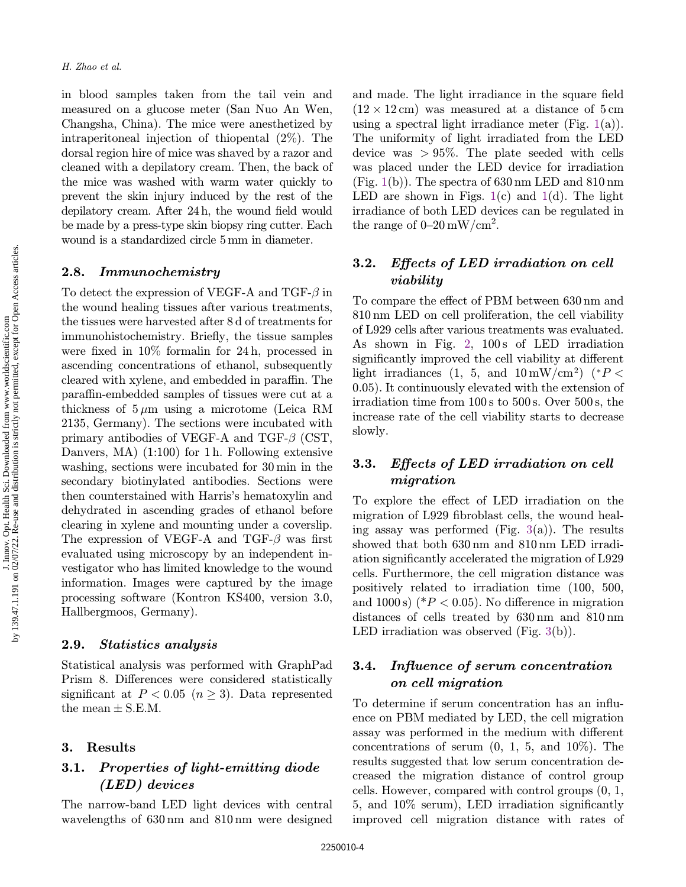in blood samples taken from the tail vein and measured on a glucose meter (San Nuo An Wen, Changsha, China). The mice were anesthetized by intraperitoneal injection of thiopental (2%). The dorsal region hire of mice was shaved by a razor and cleaned with a depilatory cream. Then, the back of the mice was washed with warm water quickly to prevent the skin injury induced by the rest of the depilatory cream. After 24 h, the wound field would be made by a press-type skin biopsy ring cutter. Each wound is a standardized circle 5 mm in diameter.

### 2.8. *Immunochemistry*

To detect the expression of VEGF-A and TGF-$\beta$ in the wound healing tissues after various treatments, the tissues were harvested after 8 d of treatments for immunohistochemistry. Briefly, the tissue samples were fixed in 10% formalin for 24 h, processed in ascending concentrations of ethanol, subsequently cleared with xylene, and embedded in paraffin. The paraffin-embedded samples of tissues were cut at a thickness of 5 $\mu$m using a microtome (Leica RM 2135, Germany). The sections were incubated with primary antibodies of VEGF-A and TGF-$\beta$ (CST, Danvers, MA) (1:100) for 1 h. Following extensive washing, sections were incubated for 30 min in the secondary biotinylated antibodies. Sections were then counterstained with Harris's hematoxylin and dehydrated in ascending grades of ethanol before clearing in xylene and mounting under a coverslip. The expression of VEGF-A and TGF-$\beta$ was first evaluated using microscopy by an independent investigator who has limited knowledge to the wound information. Images were captured by the image processing software (Kontron KS400, version 3.0, Hallbergmoos, Germany).

### 2.9. *Statistics analysis*

Statistical analysis was performed with GraphPad Prism 8. Differences were considered statistically significant at $P < 0.05$ ($n \geq 3$). Data represented the mean ± S.E.M.

## 3. Results

### 3.1. *Properties of light-emitting diode (LED) devices*

The narrow-band LED light devices with central wavelengths of 630 nm and 810 nm were designed and made. The light irradiance in the square field (12 × 12 cm) was measured at a distance of 5 cm using a spectral light irradiance meter (Fig. 1(a)). The uniformity of light irradiated from the LED device was > 95%. The plate seeded with cells was placed under the LED device for irradiation (Fig. 1(b)). The spectra of 630 nm LED and 810 nm LED are shown in Figs. 1(c) and 1(d). The light irradiance of both LED devices can be regulated in the range of 0–20 mW/cm$^2$.

### 3.2. *Effects of LED irradiation on cell viability*

To compare the effect of PBM between 630 nm and 810 nm LED on cell proliferation, the cell viability of L929 cells after various treatments was evaluated. As shown in Fig. 2, 100 s of LED irradiation significantly improved the cell viability at different light irradiances (1, 5, and 10 mW/cm$^2$) ($^*P < 0.05$). It continuously elevated with the extension of irradiation time from 100 s to 500 s. Over 500 s, the increase rate of the cell viability starts to decrease slowly.

### 3.3. *Effects of LED irradiation on cell migration*

To explore the effect of LED irradiation on the migration of L929 fibroblast cells, the wound healing assay was performed (Fig. 3(a)). The results showed that both 630 nm and 810 nm LED irradiation significantly accelerated the migration of L929 cells. Furthermore, the cell migration distance was positively related to irradiation time (100, 500, and 1000 s) ($^*P < 0.05$). No difference in migration distances of cells treated by 630 nm and 810 nm LED irradiation was observed (Fig. 3(b)).

### 3.4. *Influence of serum concentration on cell migration*

To determine if serum concentration has an influence on PBM mediated by LED, the cell migration assay was performed in the medium with different concentrations of serum (0, 1, 5, and 10%). The results suggested that low serum concentration decreased the migration distance of control group cells. However, compared with control groups (0, 1, 5, and 10% serum), LED irradiation significantly improved cell migration distance with rates of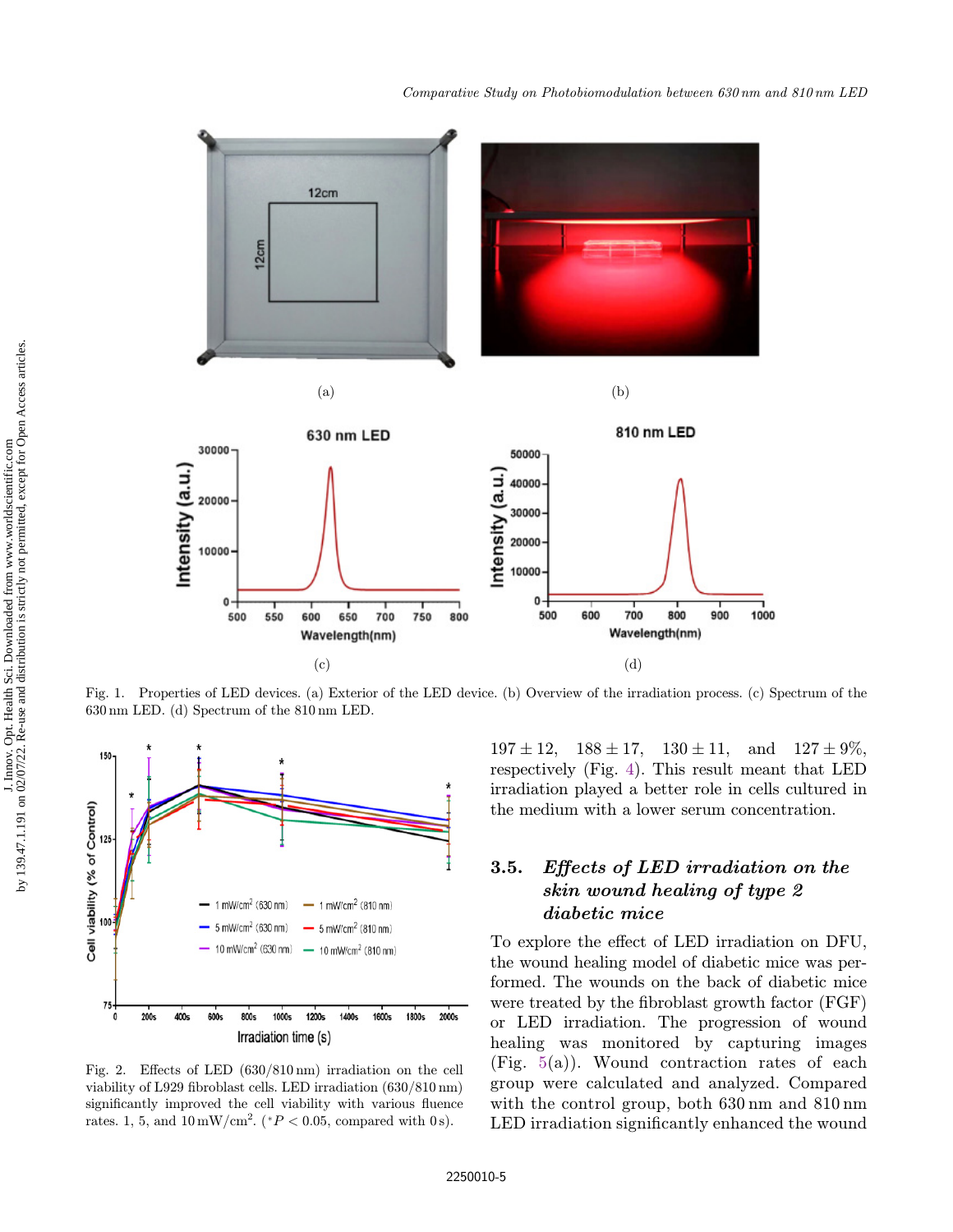Fig. 1. Properties of LED devices. (a) Exterior of the LED device. (b) Overview of the irradiation process. (c) Spectrum of the 630 nm LED. (d) Spectrum of the 810 nm LED.

Fig. 2. Effects of LED (630/810 nm) irradiation on the cell viability of L929 fibroblast cells. LED irradiation (630/810 nm) significantly improved the cell viability with various fluence rates. 1, 5, and 10 $mW/cm^2$. ($^*P < 0.05$, compared with 0 s).

$197 \pm 12$, $188 \pm 17$, $130 \pm 11$, and $127 \pm 9\%$, respectively (Fig. 4). This result meant that LED irradiation played a better role in cells cultured in the medium with a lower serum concentration.

### 3.5. *Effects of LED irradiation on the skin wound healing of type 2 diabetic mice*

To explore the effect of LED irradiation on DFU, the wound healing model of diabetic mice was performed. The wounds on the back of diabetic mice were treated by the fibroblast growth factor (FGF) or LED irradiation. The progression of wound healing was monitored by capturing images (Fig. 5(a)). Wound contraction rates of each group were calculated and analyzed. Compared with the control group, both 630 nm and 810 nm LED irradiation significantly enhanced the wound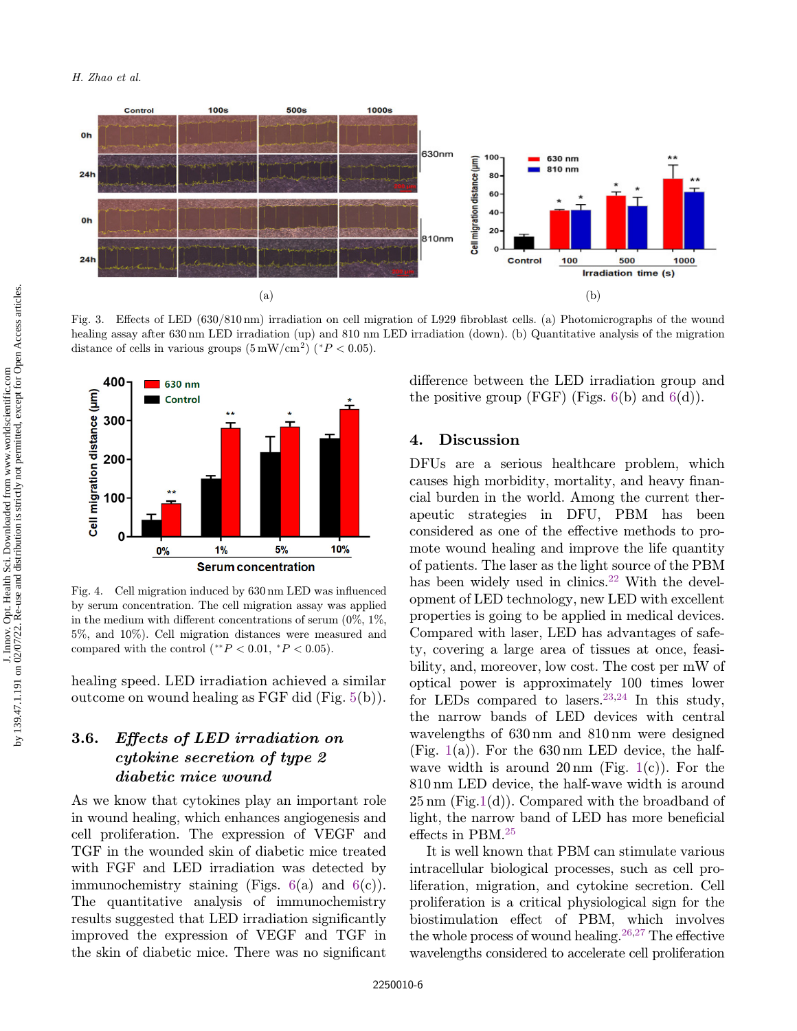Fig. 3. Effects of LED (630/810 nm) irradiation on cell migration of L929 fibroblast cells. (a) Photomicrographs of the wound healing assay after 630 nm LED irradiation (up) and 810 nm LED irradiation (down). (b) Quantitative analysis of the migration distance of cells in various groups (5 $mW/cm^2$) ($^*P < 0.05$).

Fig. 4. Cell migration induced by 630 nm LED was influenced by serum concentration. The cell migration assay was applied in the medium with different concentrations of serum (0%, 1%, 5%, and 10%). Cell migration distances were measured and compared with the control ($^{**}P < 0.01$, $^*P < 0.05$).

healing speed. LED irradiation achieved a similar outcome on wound healing as FGF did (Fig. 5(b)).

### 3.6. *Effects of LED irradiation on cytokine secretion of type 2 diabetic mice wound*

As we know that cytokines play an important role in wound healing, which enhances angiogenesis and cell proliferation. The expression of VEGF and TGF in the wounded skin of diabetic mice treated with FGF and LED irradiation was detected by immunochemistry staining (Figs. 6(a) and 6(c)). The quantitative analysis of immunochemistry results suggested that LED irradiation significantly improved the expression of VEGF and TGF in the skin of diabetic mice. There was no significant difference between the LED irradiation group and the positive group (FGF) (Figs. 6(b) and 6(d)).

## 4. Discussion

DFUs are a serious healthcare problem, which causes high morbidity, mortality, and heavy financial burden in the world. Among the current therapeutic strategies in DFU, PBM has been considered as one of the effective methods to promote wound healing and improve the life quantity of patients. The laser as the light source of the PBM has been widely used in clinics.[22] With the development of LED technology, new LED with excellent properties is going to be applied in medical devices. Compared with laser, LED has advantages of safety, covering a large area of tissues at once, feasibility, and, moreover, low cost. The cost per mW of optical power is approximately 100 times lower for LEDs compared to lasers.[23,24] In this study, the narrow bands of LED devices with central wavelengths of 630 nm and 810 nm were designed (Fig. 1(a)). For the 630 nm LED device, the half-wave width is around 20 nm (Fig. 1(c)). For the 810 nm LED device, the half-wave width is around 25 nm (Fig.1(d)). Compared with the broadband of light, the narrow band of LED has more beneficial effects in PBM.[25]

It is well known that PBM can stimulate various intracellular biological processes, such as cell proliferation, migration, and cytokine secretion. Cell proliferation is a critical physiological sign for the biostimulation effect of PBM, which involves the whole process of wound healing.[26,27] The effective wavelengths considered to accelerate cell proliferation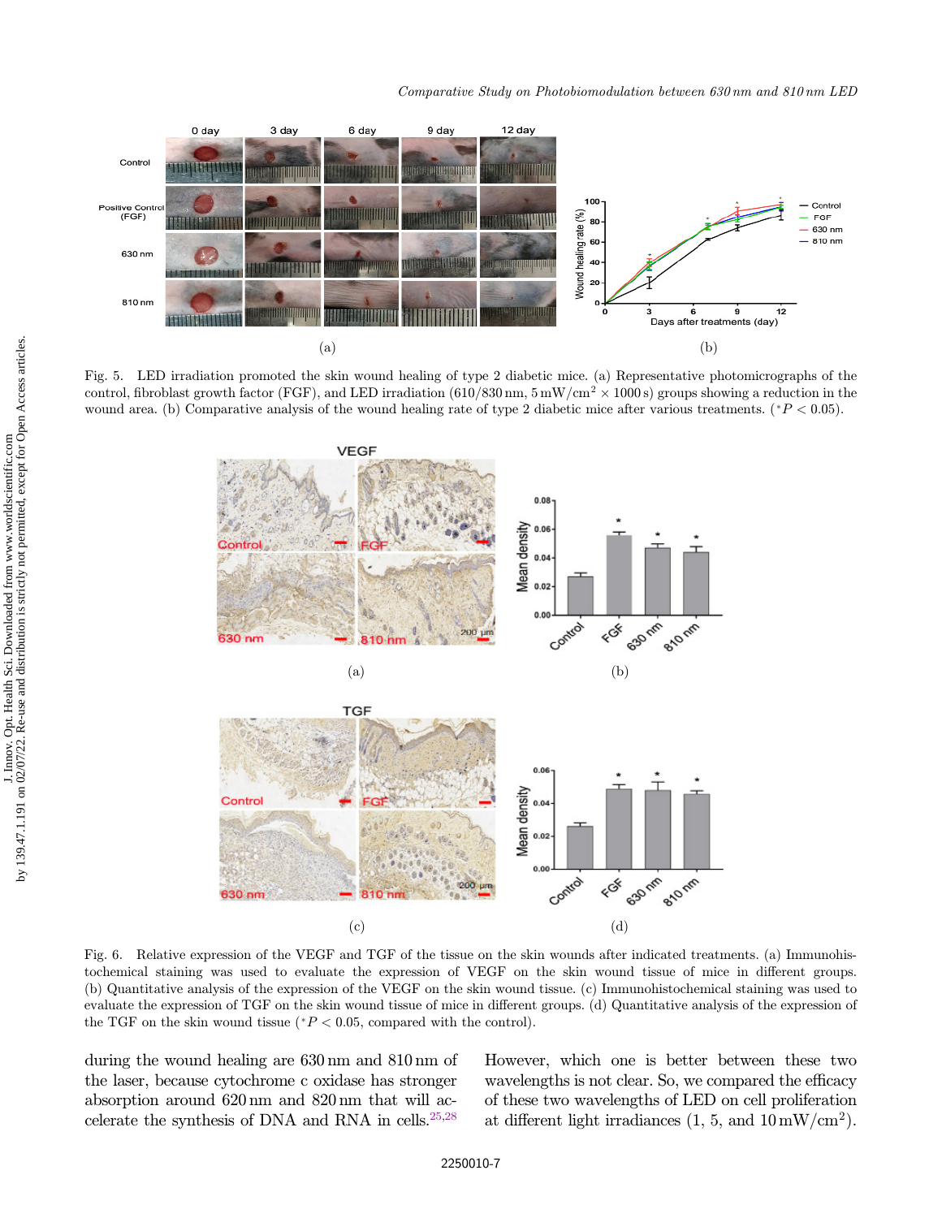Fig. 5. LED irradiation promoted the skin wound healing of type 2 diabetic mice. (a) Representative photomicrographs of the control, fibroblast growth factor (FGF), and LED irradiation (610/830 nm, 5 mW/cm$^2$ × 1000 s) groups showing a reduction in the wound area. (b) Comparative analysis of the wound healing rate of type 2 diabetic mice after various treatments. ($^*P < 0.05$).

Fig. 6. Relative expression of the VEGF and TGF of the tissue on the skin wounds after indicated treatments. (a) Immunohistochemical staining was used to evaluate the expression of VEGF on the skin wound tissue of mice in different groups. (b) Quantitative analysis of the expression of the VEGF on the skin wound tissue. (c) Immunohistochemical staining was used to evaluate the expression of TGF on the skin wound tissue of mice in different groups. (d) Quantitative analysis of the expression of the TGF on the skin wound tissue ($^*P < 0.05$, compared with the control).

during the wound healing are 630 nm and 810 nm of the laser, because cytochrome c oxidase has stronger absorption around 620 nm and 820 nm that will accelerate the synthesis of DNA and RNA in cells.[25,28] However, which one is better between these two wavelengths is not clear. So, we compared the efficacy of these two wavelengths of LED on cell proliferation at different light irradiances (1, 5, and 10 mW/cm$^2$).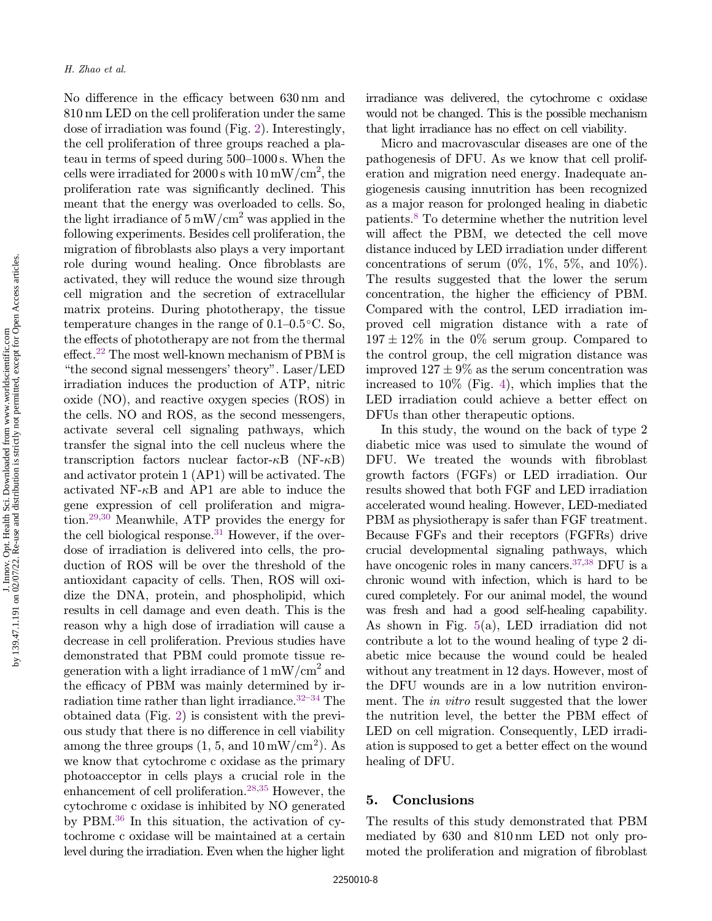No difference in the efficacy between 630 nm and 810 nm LED on the cell proliferation under the same dose of irradiation was found (Fig. 2). Interestingly, the cell proliferation of three groups reached a plateau in terms of speed during 500–1000 s. When the cells were irradiated for 2000 s with $10\,\text{mW/cm}^2$, the proliferation rate was significantly declined. This meant that the energy was overloaded to cells. So, the light irradiance of $5\,\text{mW/cm}^2$ was applied in the following experiments. Besides cell proliferation, the migration of fibroblasts also plays a very important role during wound healing. Once fibroblasts are activated, they will reduce the wound size through cell migration and the secretion of extracellular matrix proteins. During phototherapy, the tissue temperature changes in the range of 0.1–0.5°C. So, the effects of phototherapy are not from the thermal effect.[22] The most well-known mechanism of PBM is "the second signal messengers' theory". Laser/LED irradiation induces the production of ATP, nitric oxide (NO), and reactive oxygen species (ROS) in the cells. NO and ROS, as the second messengers, activate several cell signaling pathways, which transfer the signal into the cell nucleus where the transcription factors nuclear factor-$\kappa$B (NF-$\kappa$B) and activator protein 1 (AP1) will be activated. The activated NF-$\kappa$B and AP1 are able to induce the gene expression of cell proliferation and migration.[29,30] Meanwhile, ATP provides the energy for the cell biological response.[31] However, if the overdose of irradiation is delivered into cells, the production of ROS will be over the threshold of the antioxidant capacity of cells. Then, ROS will oxidize the DNA, protein, and phospholipid, which results in cell damage and even death. This is the reason why a high dose of irradiation will cause a decrease in cell proliferation. Previous studies have demonstrated that PBM could promote tissue regeneration with a light irradiance of $1\,\text{mW/cm}^2$ and the efficacy of PBM was mainly determined by irradiation time rather than light irradiance.[32–34] The obtained data (Fig. 2) is consistent with the previous study that there is no difference in cell viability among the three groups (1, 5, and $10\,\text{mW/cm}^2$). As we know that cytochrome c oxidase as the primary photoacceptor in cells plays a crucial role in the enhancement of cell proliferation.[28,35] However, the cytochrome c oxidase is inhibited by NO generated by PBM.[36] In this situation, the activation of cytochrome c oxidase will be maintained at a certain level during the irradiation. Even when the higher light irradiance was delivered, the cytochrome c oxidase would not be changed. This is the possible mechanism that light irradiance has no effect on cell viability.

Micro and macrovascular diseases are one of the pathogenesis of DFU. As we know that cell proliferation and migration need energy. Inadequate angiogenesis causing innutrition has been recognized as a major reason for prolonged healing in diabetic patients.[8] To determine whether the nutrition level will affect the PBM, we detected the cell move distance induced by LED irradiation under different concentrations of serum (0%, 1%, 5%, and 10%). The results suggested that the lower the serum concentration, the higher the efficiency of PBM. Compared with the control, LED irradiation improved cell migration distance with a rate of $197 \pm 12\%$ in the 0% serum group. Compared to the control group, the cell migration distance was improved $127 \pm 9\%$ as the serum concentration was increased to 10% (Fig. 4), which implies that the LED irradiation could achieve a better effect on DFUs than other therapeutic options.

In this study, the wound on the back of type 2 diabetic mice was used to simulate the wound of DFU. We treated the wounds with fibroblast growth factors (FGFs) or LED irradiation. Our results showed that both FGF and LED irradiation accelerated wound healing. However, LED-mediated PBM as physiotherapy is safer than FGF treatment. Because FGFs and their receptors (FGFRs) drive crucial developmental signaling pathways, which have oncogenic roles in many cancers.[37,38] DFU is a chronic wound with infection, which is hard to be cured completely. For our animal model, the wound was fresh and had a good self-healing capability. As shown in Fig. 5(a), LED irradiation did not contribute a lot to the wound healing of type 2 diabetic mice because the wound could be healed without any treatment in 12 days. However, most of the DFU wounds are in a low nutrition environment. The *in vitro* result suggested that the lower the nutrition level, the better the PBM effect of LED on cell migration. Consequently, LED irradiation is supposed to get a better effect on the wound healing of DFU.

## 5. Conclusions

The results of this study demonstrated that PBM mediated by 630 and 810 nm LED not only promoted the proliferation and migration of fibroblast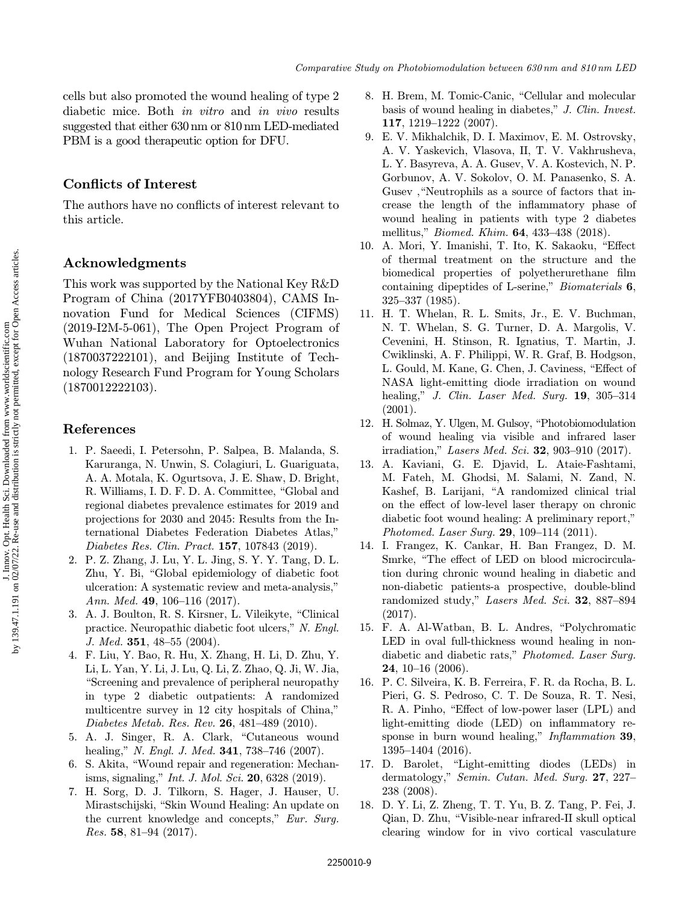cells but also promoted the wound healing of type 2 diabetic mice. Both *in vitro* and *in vivo* results suggested that either 630 nm or 810 nm LED-mediated PBM is a good therapeutic option for DFU.

## Conflicts of Interest

The authors have no conflicts of interest relevant to this article.

## Acknowledgments

This work was supported by the National Key R&D Program of China (2017YFB0403804), CAMS Innovation Fund for Medical Sciences (CIFMS) (2019-I2M-5-061), The Open Project Program of Wuhan National Laboratory for Optoelectronics (1870037222101), and Beijing Institute of Technology Research Fund Program for Young Scholars (1870012222103).

## References

1. P. Saeedi, I. Petersohn, P. Salpea, B. Malanda, S. Karuranga, N. Unwin, S. Colagiuri, L. Guariguata, A. A. Motala, K. Ogurtsova, J. E. Shaw, D. Bright, R. Williams, I. D. F. D. A. Committee, "Global and regional diabetes prevalence estimates for 2019 and projections for 2030 and 2045: Results from the International Diabetes Federation Diabetes Atlas," *Diabetes Res. Clin. Pract.* **157**, 107843 (2019).
2. P. Z. Zhang, J. Lu, Y. L. Jing, S. Y. Y. Tang, D. L. Zhu, Y. Bi, "Global epidemiology of diabetic foot ulceration: A systematic review and meta-analysis," *Ann. Med.* **49**, 106–116 (2017).
3. A. J. Boulton, R. S. Kirsner, L. Vileikyte, "Clinical practice. Neuropathic diabetic foot ulcers," *N. Engl. J. Med.* **351**, 48–55 (2004).
4. F. Liu, Y. Bao, R. Hu, X. Zhang, H. Li, D. Zhu, Y. Li, L. Yan, Y. Li, J. Lu, Q. Li, Z. Zhao, Q. Ji, W. Jia, "Screening and prevalence of peripheral neuropathy in type 2 diabetic outpatients: A randomized multicentre survey in 12 city hospitals of China," *Diabetes Metab. Res. Rev.* **26**, 481–489 (2010).
5. A. J. Singer, R. A. Clark, "Cutaneous wound healing," *N. Engl. J. Med.* **341**, 738–746 (2007).
6. S. Akita, "Wound repair and regeneration: Mechanisms, signaling," *Int. J. Mol. Sci.* **20**, 6328 (2019).
7. H. Sorg, D. J. Tilkorn, S. Hager, J. Hauser, U. Mirastschijski, "Skin Wound Healing: An update on the current knowledge and concepts," *Eur. Surg. Res.* **58**, 81–94 (2017).
8. H. Brem, M. Tomic-Canic, "Cellular and molecular basis of wound healing in diabetes," *J. Clin. Invest.* **117**, 1219–1222 (2007).
9. E. V. Mikhalchik, D. I. Maximov, E. M. Ostrovsky, A. V. Yaskevich, Vlasova, II, T. V. Vakhrusheva, L. Y. Basyreva, A. A. Gusev, V. A. Kostevich, N. P. Gorbunov, A. V. Sokolov, O. M. Panasenko, S. A. Gusev ,"Neutrophils as a source of factors that increase the length of the inflammatory phase of wound healing in patients with type 2 diabetes mellitus," *Biomed. Khim.* **64**, 433–438 (2018).
10. A. Mori, Y. Imanishi, T. Ito, K. Sakaoku, "Effect of thermal treatment on the structure and the biomedical properties of polyetherurethane film containing dipeptides of L-serine," *Biomaterials* **6**, 325–337 (1985).
11. H. T. Whelan, R. L. Smits, Jr., E. V. Buchman, N. T. Whelan, S. G. Turner, D. A. Margolis, V. Cevenini, H. Stinson, R. Ignatius, T. Martin, J. Cwiklinski, A. F. Philippi, W. R. Graf, B. Hodgson, L. Gould, M. Kane, G. Chen, J. Caviness, "Effect of NASA light-emitting diode irradiation on wound healing," *J. Clin. Laser Med. Surg.* **19**, 305–314 (2001).
12. H. Solmaz, Y. Ulgen, M. Gulsoy, "Photobiomodulation of wound healing via visible and infrared laser irradiation," *Lasers Med. Sci.* **32**, 903–910 (2017).
13. A. Kaviani, G. E. Djavid, L. Ataie-Fashtami, M. Fateh, M. Ghodsi, M. Salami, N. Zand, N. Kashef, B. Larijani, "A randomized clinical trial on the effect of low-level laser therapy on chronic diabetic foot wound healing: A preliminary report," *Photomed. Laser Surg.* **29**, 109–114 (2011).
14. I. Frangez, K. Cankar, H. Ban Frangez, D. M. Smrke, "The effect of LED on blood microcirculation during chronic wound healing in diabetic and non-diabetic patients-a prospective, double-blind randomized study," *Lasers Med. Sci.* **32**, 887–894 (2017).
15. F. A. Al-Watban, B. L. Andres, "Polychromatic LED in oval full-thickness wound healing in non-diabetic and diabetic rats," *Photomed. Laser Surg.* **24**, 10–16 (2006).
16. P. C. Silveira, K. B. Ferreira, F. R. da Rocha, B. L. Pieri, G. S. Pedroso, C. T. De Souza, R. T. Nesi, R. A. Pinho, "Effect of low-power laser (LPL) and light-emitting diode (LED) on inflammatory response in burn wound healing," *Inflammation* **39**, 1395–1404 (2016).
17. D. Barolet, "Light-emitting diodes (LEDs) in dermatology," *Semin. Cutan. Med. Surg.* **27**, 227–238 (2008).
18. D. Y. Li, Z. Zheng, T. T. Yu, B. Z. Tang, P. Fei, J. Qian, D. Zhu, "Visible-near infrared-II skull optical clearing window for in vivo cortical vasculature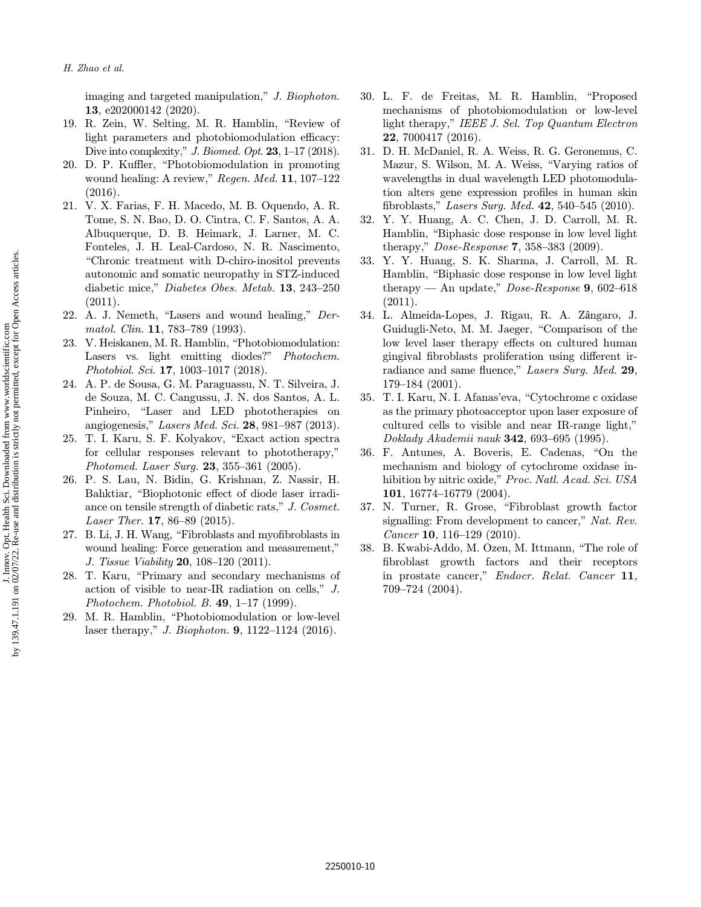imaging and targeted manipulation," *J. Biophoton.* **13**, e202000142 (2020).

19. R. Zein, W. Selting, M. R. Hamblin, "Review of light parameters and photobiomodulation efficacy: Dive into complexity," *J. Biomed. Opt.* **23**, 1–17 (2018).
20. D. P. Kuffler, "Photobiomodulation in promoting wound healing: A review," *Regen. Med.* **11**, 107–122 (2016).
21. V. X. Farias, F. H. Macedo, M. B. Oquendo, A. R. Tome, S. N. Bao, D. O. Cintra, C. F. Santos, A. A. Albuquerque, D. B. Heimark, J. Larner, M. C. Fonteles, J. H. Leal-Cardoso, N. R. Nascimento, "Chronic treatment with D-chiro-inositol prevents autonomic and somatic neuropathy in STZ-induced diabetic mice," *Diabetes Obes. Metab.* **13**, 243–250 (2011).
22. A. J. Nemeth, "Lasers and wound healing," *Dermatol. Clin.* **11**, 783–789 (1993).
23. V. Heiskanen, M. R. Hamblin, "Photobiomodulation: Lasers vs. light emitting diodes?" *Photochem. Photobiol. Sci.* **17**, 1003–1017 (2018).
24. A. P. de Sousa, G. M. Paraguassu, N. T. Silveira, J. de Souza, M. C. Cangussu, J. N. dos Santos, A. L. Pinheiro, "Laser and LED phototherapies on angiogenesis," *Lasers Med. Sci.* **28**, 981–987 (2013).
25. T. I. Karu, S. F. Kolyakov, "Exact action spectra for cellular responses relevant to phototherapy," *Photomed. Laser Surg.* **23**, 355–361 (2005).
26. P. S. Lau, N. Bidin, G. Krishnan, Z. Nassir, H. Bahktiar, "Biophotonic effect of diode laser irradiance on tensile strength of diabetic rats," *J. Cosmet. Laser Ther.* **17**, 86–89 (2015).
27. B. Li, J. H. Wang, "Fibroblasts and myofibroblasts in wound healing: Force generation and measurement," *J. Tissue Viability* **20**, 108–120 (2011).
28. T. Karu, "Primary and secondary mechanisms of action of visible to near-IR radiation on cells," *J. Photochem. Photobiol. B.* **49**, 1–17 (1999).
29. M. R. Hamblin, "Photobiomodulation or low-level laser therapy," *J. Biophoton.* **9**, 1122–1124 (2016).
30. L. F. de Freitas, M. R. Hamblin, "Proposed mechanisms of photobiomodulation or low-level light therapy," *IEEE J. Sel. Top Quantum Electron* **22**, 7000417 (2016).
31. D. H. McDaniel, R. A. Weiss, R. G. Geronemus, C. Mazur, S. Wilson, M. A. Weiss, "Varying ratios of wavelengths in dual wavelength LED photomodulation alters gene expression profiles in human skin fibroblasts," *Lasers Surg. Med.* **42**, 540–545 (2010).
32. Y. Y. Huang, A. C. Chen, J. D. Carroll, M. R. Hamblin, "Biphasic dose response in low level light therapy," *Dose-Response* **7**, 358–383 (2009).
33. Y. Y. Huang, S. K. Sharma, J. Carroll, M. R. Hamblin, "Biphasic dose response in low level light therapy — An update," *Dose-Response* **9**, 602–618 (2011).
34. L. Almeida-Lopes, J. Rigau, R. A. Zângaro, J. Guidugli-Neto, M. M. Jaeger, "Comparison of the low level laser therapy effects on cultured human gingival fibroblasts proliferation using different irradiance and same fluence," *Lasers Surg. Med.* **29**, 179–184 (2001).
35. T. I. Karu, N. I. Afanas'eva, "Cytochrome c oxidase as the primary photoacceptor upon laser exposure of cultured cells to visible and near IR-range light," *Doklady Akademii nauk* **342**, 693–695 (1995).
36. F. Antunes, A. Boveris, E. Cadenas, "On the mechanism and biology of cytochrome oxidase inhibition by nitric oxide," *Proc. Natl. Acad. Sci. USA* **101**, 16774–16779 (2004).
37. N. Turner, R. Grose, "Fibroblast growth factor signalling: From development to cancer," *Nat. Rev. Cancer* **10**, 116–129 (2010).
38. B. Kwabi-Addo, M. Ozen, M. Ittmann, "The role of fibroblast growth factors and their receptors in prostate cancer," *Endocr. Relat. Cancer* **11**, 709–724 (2004).